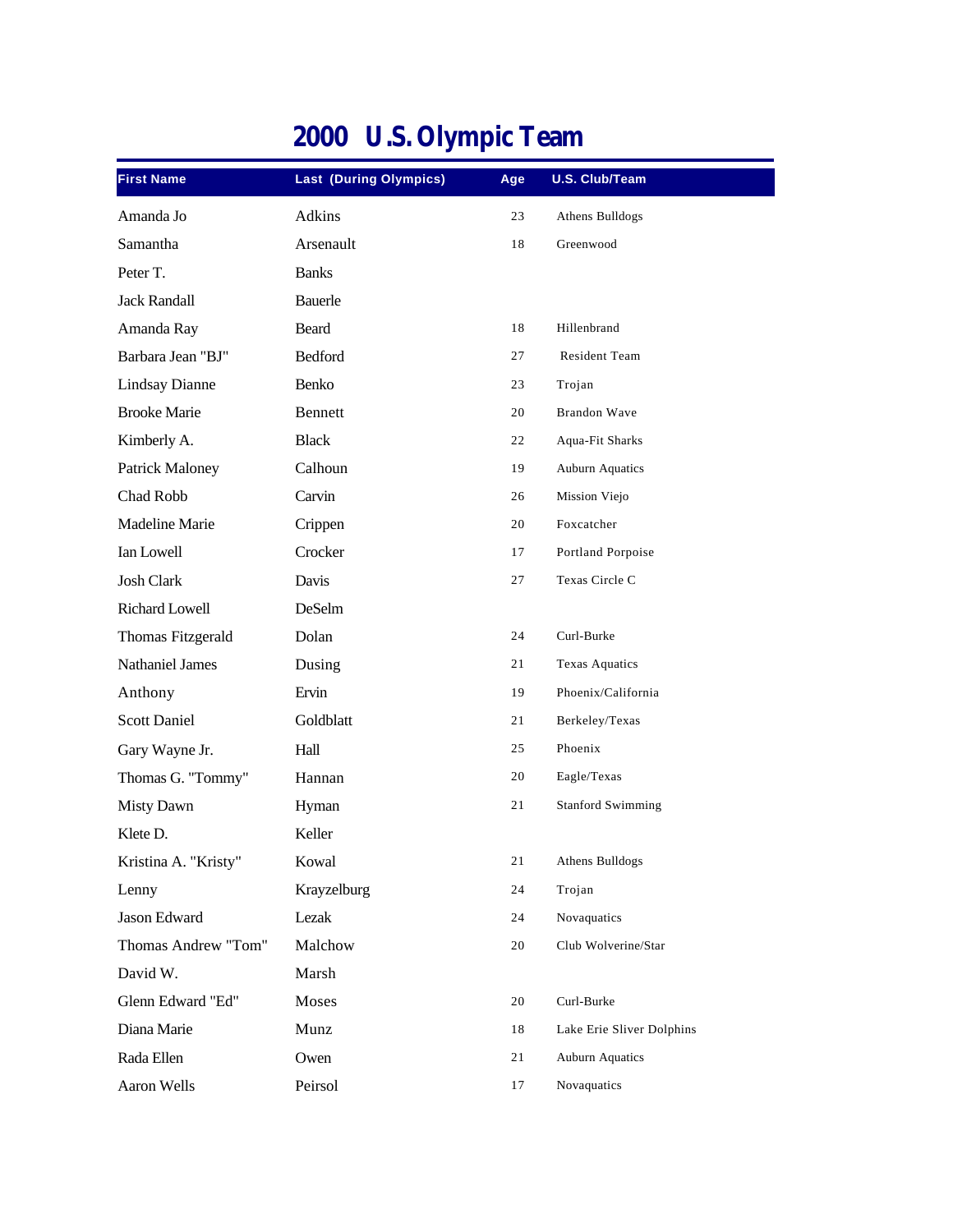# 2000 U.S. Olympic Team

| First Name | Last (During Olympics) | Age | U.S. Club/Team |
|---|---|---|---|
| Amanda Jo | Adkins | 23 | Athens Bulldogs |
| Samantha | Arsenault | 18 | Greenwood |
| Peter T. | Banks | | |
| Jack Randall | Bauerle | | |
| Amanda Ray | Beard | 18 | Hillenbrand |
| Barbara Jean "BJ" | Bedford | 27 | Resident Team |
| Lindsay Dianne | Benko | 23 | Trojan |
| Brooke Marie | Bennett | 20 | Brandon Wave |
| Kimberly A. | Black | 22 | Aqua-Fit Sharks |
| Patrick Maloney | Calhoun | 19 | Auburn Aquatics |
| Chad Robb | Carvin | 26 | Mission Viejo |
| Madeline Marie | Crippen | 20 | Foxcatcher |
| Ian Lowell | Crocker | 17 | Portland Porpoise |
| Josh Clark | Davis | 27 | Texas Circle C |
| Richard Lowell | DeSelm | | |
| Thomas Fitzgerald | Dolan | 24 | Curl-Burke |
| Nathaniel James | Dusing | 21 | Texas Aquatics |
| Anthony | Ervin | 19 | Phoenix/California |
| Scott Daniel | Goldblatt | 21 | Berkeley/Texas |
| Gary Wayne Jr. | Hall | 25 | Phoenix |
| Thomas G. "Tommy" | Hannan | 20 | Eagle/Texas |
| Misty Dawn | Hyman | 21 | Stanford Swimming |
| Klete D. | Keller | | |
| Kristina A. "Kristy" | Kowal | 21 | Athens Bulldogs |
| Lenny | Krayzelburg | 24 | Trojan |
| Jason Edward | Lezak | 24 | Novaquatics |
| Thomas Andrew "Tom" | Malchow | 20 | Club Wolverine/Star |
| David W. | Marsh | | |
| Glenn Edward "Ed" | Moses | 20 | Curl-Burke |
| Diana Marie | Munz | 18 | Lake Erie Sliver Dolphins |
| Rada Ellen | Owen | 21 | Auburn Aquatics |
| Aaron Wells | Peirsol | 17 | Novaquatics |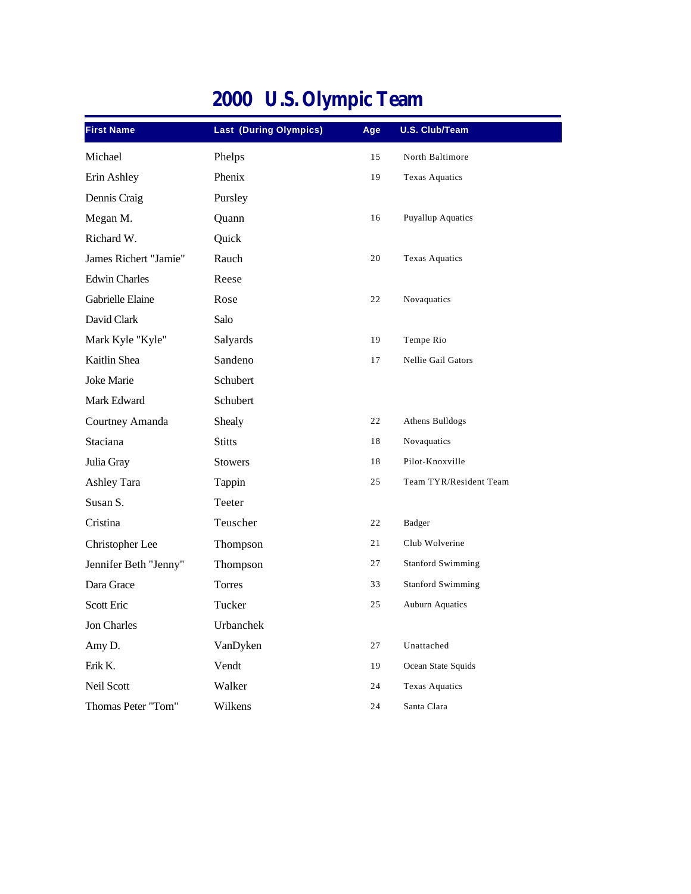# 2000 U.S. Olympic Team

| First Name | Last (During Olympics) | Age | U.S. Club/Team |
|---|---|---|---|
| Michael | Phelps | 15 | North Baltimore |
| Erin Ashley | Phenix | 19 | Texas Aquatics |
| Dennis Craig | Pursley | | |
| Megan M. | Quann | 16 | Puyallup Aquatics |
| Richard W. | Quick | | |
| James Richert "Jamie" | Rauch | 20 | Texas Aquatics |
| Edwin Charles | Reese | | |
| Gabrielle Elaine | Rose | 22 | Novaquatics |
| David Clark | Salo | | |
| Mark Kyle "Kyle" | Salyards | 19 | Tempe Rio |
| Kaitlin Shea | Sandeno | 17 | Nellie Gail Gators |
| Joke Marie | Schubert | | |
| Mark Edward | Schubert | | |
| Courtney Amanda | Shealy | 22 | Athens Bulldogs |
| Staciana | Stitts | 18 | Novaquatics |
| Julia Gray | Stowers | 18 | Pilot-Knoxville |
| Ashley Tara | Tappin | 25 | Team TYR/Resident Team |
| Susan S. | Teeter | | |
| Cristina | Teuscher | 22 | Badger |
| Christopher Lee | Thompson | 21 | Club Wolverine |
| Jennifer Beth "Jenny" | Thompson | 27 | Stanford Swimming |
| Dara Grace | Torres | 33 | Stanford Swimming |
| Scott Eric | Tucker | 25 | Auburn Aquatics |
| Jon Charles | Urbanchek | | |
| Amy D. | VanDyken | 27 | Unattached |
| Erik K. | Vendt | 19 | Ocean State Squids |
| Neil Scott | Walker | 24 | Texas Aquatics |
| Thomas Peter "Tom" | Wilkens | 24 | Santa Clara |